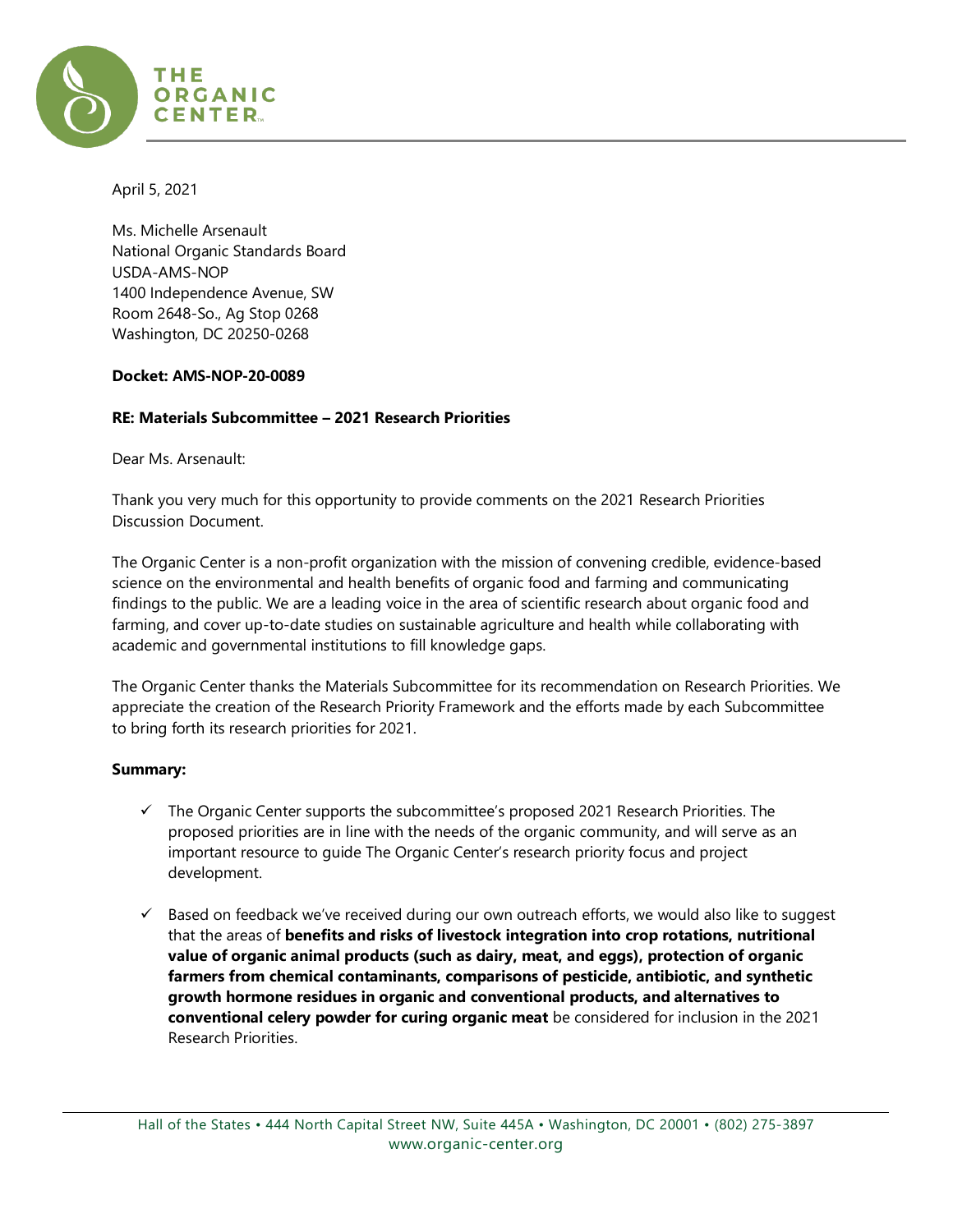April 5, 2021

Ms. Michelle Arsenault
National Organic Standards Board
USDA-AMS-NOP
1400 Independence Avenue, SW
Room 2648-So., Ag Stop 0268
Washington, DC 20250-0268

**Docket: AMS-NOP-20-0089**

**RE: Materials Subcommittee – 2021 Research Priorities**

Dear Ms. Arsenault:

Thank you very much for this opportunity to provide comments on the 2021 Research Priorities Discussion Document.

The Organic Center is a non-profit organization with the mission of convening credible, evidence-based science on the environmental and health benefits of organic food and farming and communicating findings to the public. We are a leading voice in the area of scientific research about organic food and farming, and cover up-to-date studies on sustainable agriculture and health while collaborating with academic and governmental institutions to fill knowledge gaps.

The Organic Center thanks the Materials Subcommittee for its recommendation on Research Priorities. We appreciate the creation of the Research Priority Framework and the efforts made by each Subcommittee to bring forth its research priorities for 2021.

**Summary:**

- ✓ The Organic Center supports the subcommittee's proposed 2021 Research Priorities. The proposed priorities are in line with the needs of the organic community, and will serve as an important resource to guide The Organic Center's research priority focus and project development.

- ✓ Based on feedback we've received during our own outreach efforts, we would also like to suggest that the areas of **benefits and risks of livestock integration into crop rotations, nutritional value of organic animal products (such as dairy, meat, and eggs), protection of organic farmers from chemical contaminants, comparisons of pesticide, antibiotic, and synthetic growth hormone residues in organic and conventional products, and alternatives to conventional celery powder for curing organic meat** be considered for inclusion in the 2021 Research Priorities.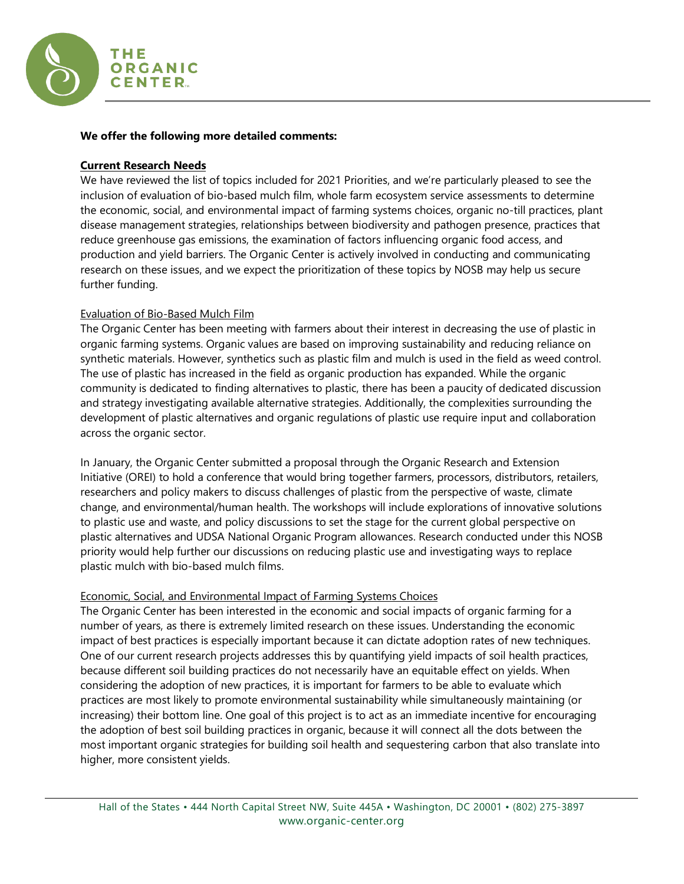**We offer the following more detailed comments:**

**Current Research Needs**

We have reviewed the list of topics included for 2021 Priorities, and we're particularly pleased to see the inclusion of evaluation of bio-based mulch film, whole farm ecosystem service assessments to determine the economic, social, and environmental impact of farming systems choices, organic no-till practices, plant disease management strategies, relationships between biodiversity and pathogen presence, practices that reduce greenhouse gas emissions, the examination of factors influencing organic food access, and production and yield barriers. The Organic Center is actively involved in conducting and communicating research on these issues, and we expect the prioritization of these topics by NOSB may help us secure further funding.

Evaluation of Bio-Based Mulch Film

The Organic Center has been meeting with farmers about their interest in decreasing the use of plastic in organic farming systems. Organic values are based on improving sustainability and reducing reliance on synthetic materials. However, synthetics such as plastic film and mulch is used in the field as weed control. The use of plastic has increased in the field as organic production has expanded. While the organic community is dedicated to finding alternatives to plastic, there has been a paucity of dedicated discussion and strategy investigating available alternative strategies. Additionally, the complexities surrounding the development of plastic alternatives and organic regulations of plastic use require input and collaboration across the organic sector.

In January, the Organic Center submitted a proposal through the Organic Research and Extension Initiative (OREI) to hold a conference that would bring together farmers, processors, distributors, retailers, researchers and policy makers to discuss challenges of plastic from the perspective of waste, climate change, and environmental/human health. The workshops will include explorations of innovative solutions to plastic use and waste, and policy discussions to set the stage for the current global perspective on plastic alternatives and UDSA National Organic Program allowances. Research conducted under this NOSB priority would help further our discussions on reducing plastic use and investigating ways to replace plastic mulch with bio-based mulch films.

Economic, Social, and Environmental Impact of Farming Systems Choices

The Organic Center has been interested in the economic and social impacts of organic farming for a number of years, as there is extremely limited research on these issues. Understanding the economic impact of best practices is especially important because it can dictate adoption rates of new techniques. One of our current research projects addresses this by quantifying yield impacts of soil health practices, because different soil building practices do not necessarily have an equitable effect on yields. When considering the adoption of new practices, it is important for farmers to be able to evaluate which practices are most likely to promote environmental sustainability while simultaneously maintaining (or increasing) their bottom line. One goal of this project is to act as an immediate incentive for encouraging the adoption of best soil building practices in organic, because it will connect all the dots between the most important organic strategies for building soil health and sequestering carbon that also translate into higher, more consistent yields.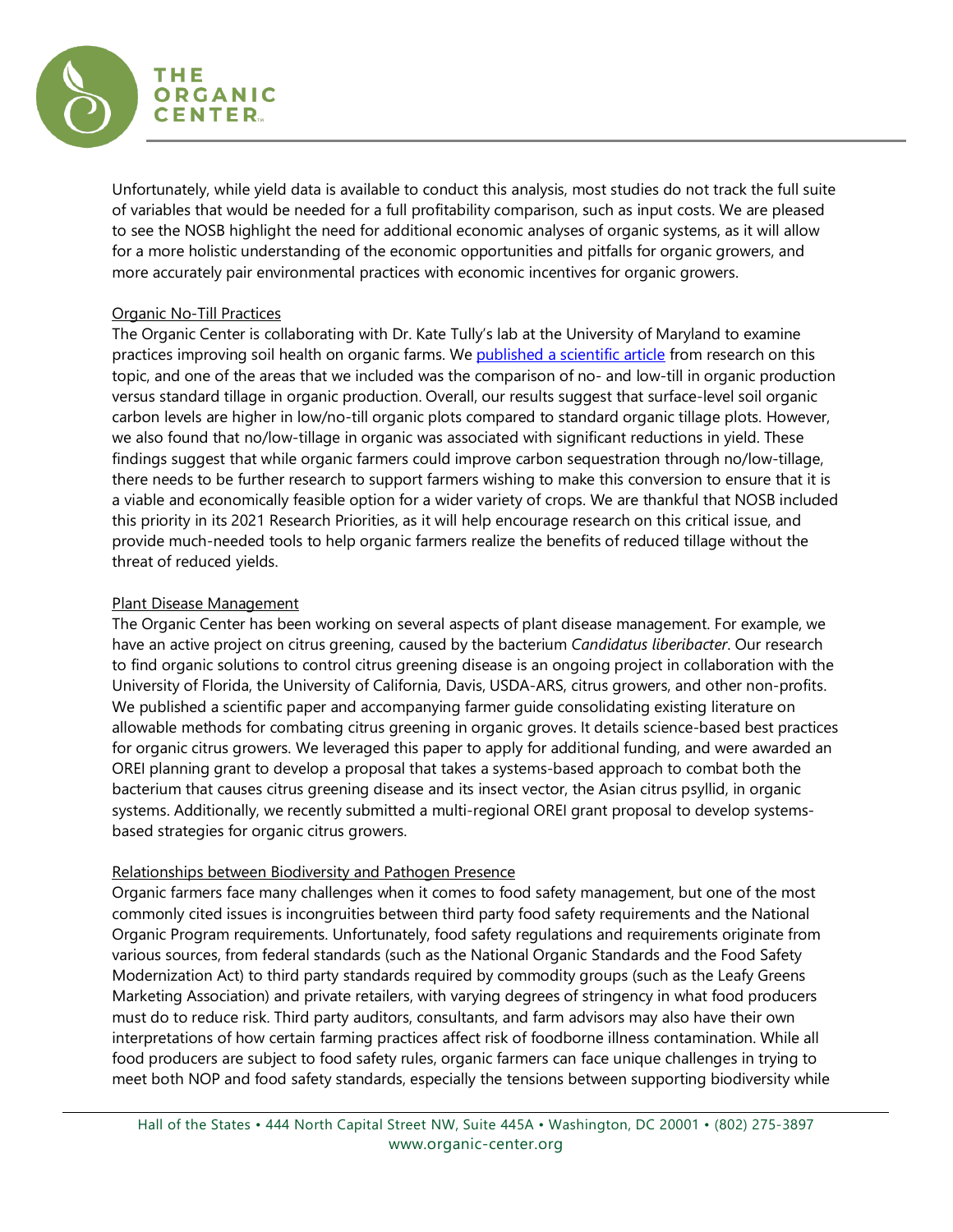Unfortunately, while yield data is available to conduct this analysis, most studies do not track the full suite of variables that would be needed for a full profitability comparison, such as input costs. We are pleased to see the NOSB highlight the need for additional economic analyses of organic systems, as it will allow for a more holistic understanding of the economic opportunities and pitfalls for organic growers, and more accurately pair environmental practices with economic incentives for organic growers.

Organic No-Till Practices

The Organic Center is collaborating with Dr. Kate Tully's lab at the University of Maryland to examine practices improving soil health on organic farms. We published a scientific article from research on this topic, and one of the areas that we included was the comparison of no- and low-till in organic production versus standard tillage in organic production. Overall, our results suggest that surface-level soil organic carbon levels are higher in low/no-till organic plots compared to standard organic tillage plots. However, we also found that no/low-tillage in organic was associated with significant reductions in yield. These findings suggest that while organic farmers could improve carbon sequestration through no/low-tillage, there needs to be further research to support farmers wishing to make this conversion to ensure that it is a viable and economically feasible option for a wider variety of crops. We are thankful that NOSB included this priority in its 2021 Research Priorities, as it will help encourage research on this critical issue, and provide much-needed tools to help organic farmers realize the benefits of reduced tillage without the threat of reduced yields.

Plant Disease Management

The Organic Center has been working on several aspects of plant disease management. For example, we have an active project on citrus greening, caused by the bacterium *Candidatus liberibacter*. Our research to find organic solutions to control citrus greening disease is an ongoing project in collaboration with the University of Florida, the University of California, Davis, USDA-ARS, citrus growers, and other non-profits. We published a scientific paper and accompanying farmer guide consolidating existing literature on allowable methods for combating citrus greening in organic groves. It details science-based best practices for organic citrus growers. We leveraged this paper to apply for additional funding, and were awarded an OREI planning grant to develop a proposal that takes a systems-based approach to combat both the bacterium that causes citrus greening disease and its insect vector, the Asian citrus psyllid, in organic systems. Additionally, we recently submitted a multi-regional OREI grant proposal to develop systems-based strategies for organic citrus growers.

Relationships between Biodiversity and Pathogen Presence

Organic farmers face many challenges when it comes to food safety management, but one of the most commonly cited issues is incongruities between third party food safety requirements and the National Organic Program requirements. Unfortunately, food safety regulations and requirements originate from various sources, from federal standards (such as the National Organic Standards and the Food Safety Modernization Act) to third party standards required by commodity groups (such as the Leafy Greens Marketing Association) and private retailers, with varying degrees of stringency in what food producers must do to reduce risk. Third party auditors, consultants, and farm advisors may also have their own interpretations of how certain farming practices affect risk of foodborne illness contamination. While all food producers are subject to food safety rules, organic farmers can face unique challenges in trying to meet both NOP and food safety standards, especially the tensions between supporting biodiversity while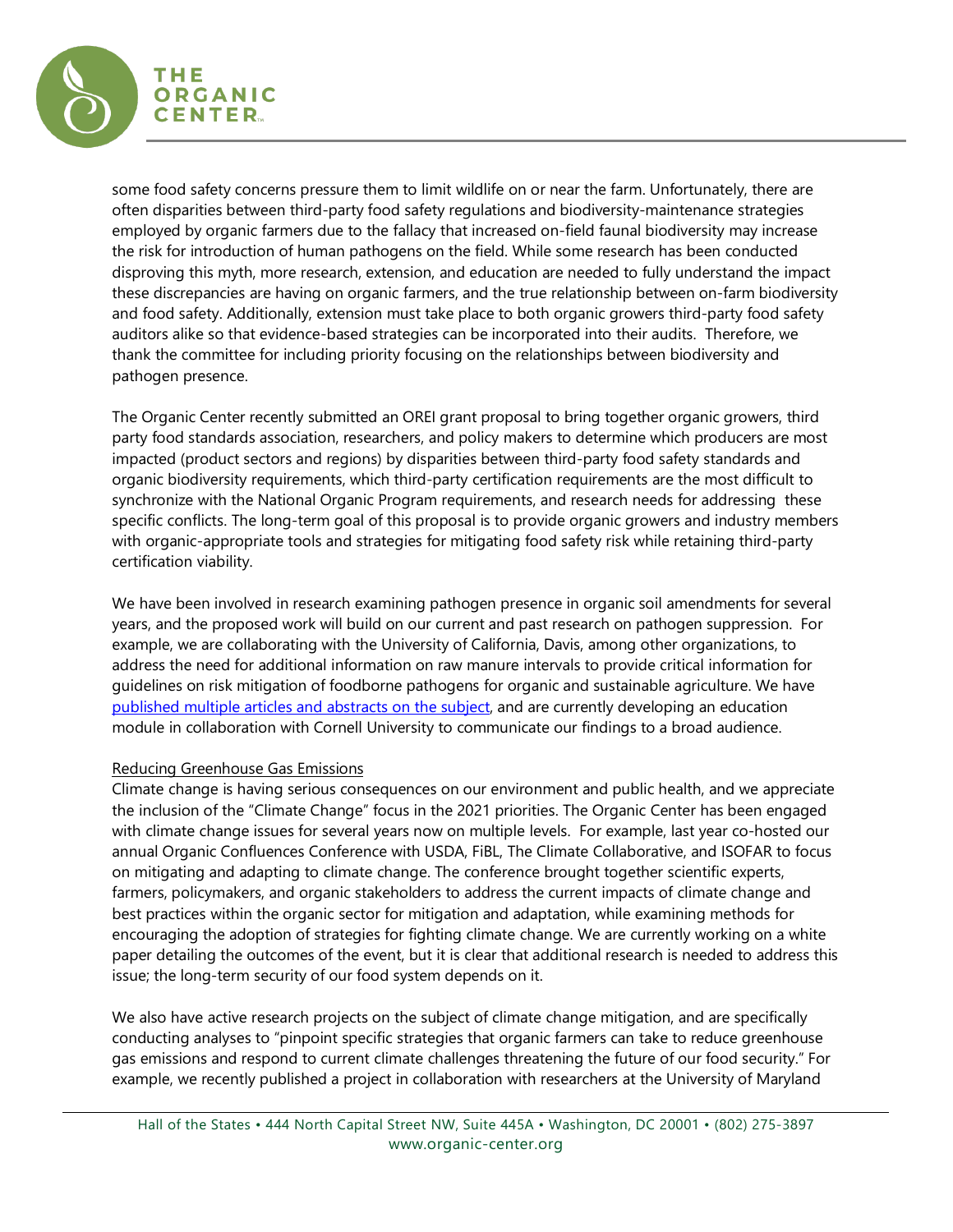some food safety concerns pressure them to limit wildlife on or near the farm. Unfortunately, there are often disparities between third-party food safety regulations and biodiversity-maintenance strategies employed by organic farmers due to the fallacy that increased on-field faunal biodiversity may increase the risk for introduction of human pathogens on the field. While some research has been conducted disproving this myth, more research, extension, and education are needed to fully understand the impact these discrepancies are having on organic farmers, and the true relationship between on-farm biodiversity and food safety. Additionally, extension must take place to both organic growers third-party food safety auditors alike so that evidence-based strategies can be incorporated into their audits. Therefore, we thank the committee for including priority focusing on the relationships between biodiversity and pathogen presence.

The Organic Center recently submitted an OREI grant proposal to bring together organic growers, third party food standards association, researchers, and policy makers to determine which producers are most impacted (product sectors and regions) by disparities between third-party food safety standards and organic biodiversity requirements, which third-party certification requirements are the most difficult to synchronize with the National Organic Program requirements, and research needs for addressing these specific conflicts. The long-term goal of this proposal is to provide organic growers and industry members with organic-appropriate tools and strategies for mitigating food safety risk while retaining third-party certification viability.

We have been involved in research examining pathogen presence in organic soil amendments for several years, and the proposed work will build on our current and past research on pathogen suppression. For example, we are collaborating with the University of California, Davis, among other organizations, to address the need for additional information on raw manure intervals to provide critical information for guidelines on risk mitigation of foodborne pathogens for organic and sustainable agriculture. We have published multiple articles and abstracts on the subject, and are currently developing an education module in collaboration with Cornell University to communicate our findings to a broad audience.

Reducing Greenhouse Gas Emissions

Climate change is having serious consequences on our environment and public health, and we appreciate the inclusion of the "Climate Change" focus in the 2021 priorities. The Organic Center has been engaged with climate change issues for several years now on multiple levels. For example, last year co-hosted our annual Organic Confluences Conference with USDA, FiBL, The Climate Collaborative, and ISOFAR to focus on mitigating and adapting to climate change. The conference brought together scientific experts, farmers, policymakers, and organic stakeholders to address the current impacts of climate change and best practices within the organic sector for mitigation and adaptation, while examining methods for encouraging the adoption of strategies for fighting climate change. We are currently working on a white paper detailing the outcomes of the event, but it is clear that additional research is needed to address this issue; the long-term security of our food system depends on it.

We also have active research projects on the subject of climate change mitigation, and are specifically conducting analyses to "pinpoint specific strategies that organic farmers can take to reduce greenhouse gas emissions and respond to current climate challenges threatening the future of our food security." For example, we recently published a project in collaboration with researchers at the University of Maryland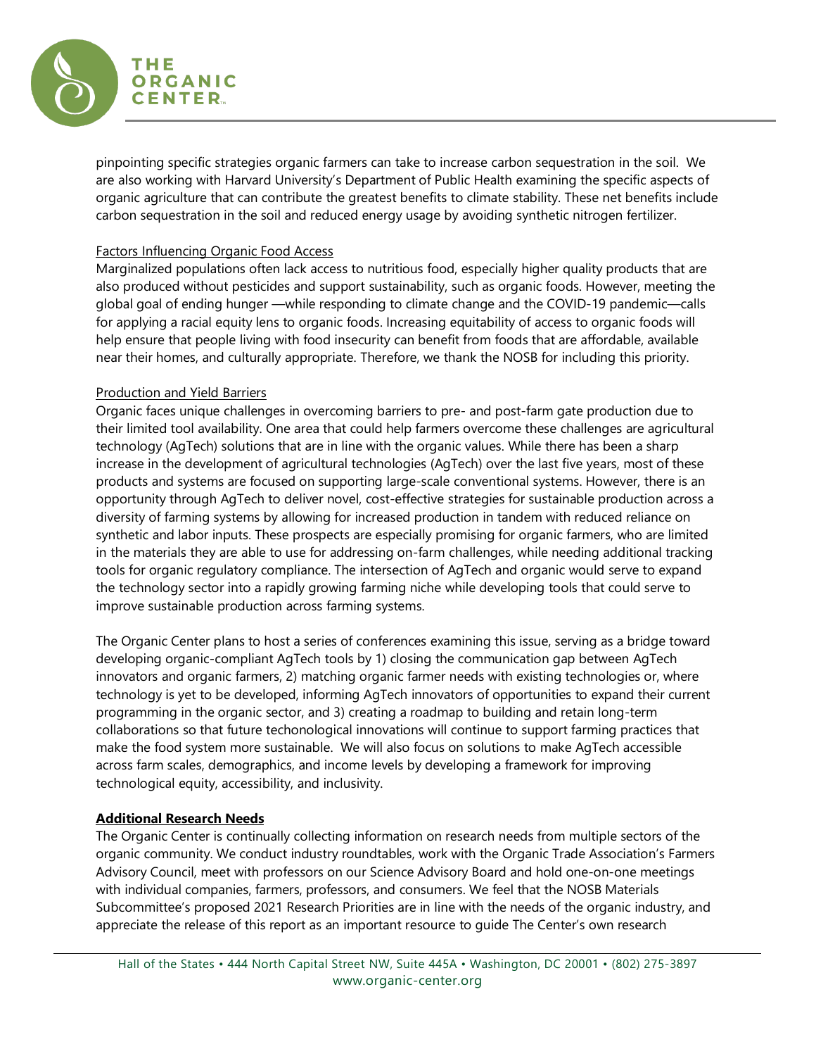pinpointing specific strategies organic farmers can take to increase carbon sequestration in the soil. We are also working with Harvard University's Department of Public Health examining the specific aspects of organic agriculture that can contribute the greatest benefits to climate stability. These net benefits include carbon sequestration in the soil and reduced energy usage by avoiding synthetic nitrogen fertilizer.

Factors Influencing Organic Food Access

Marginalized populations often lack access to nutritious food, especially higher quality products that are also produced without pesticides and support sustainability, such as organic foods. However, meeting the global goal of ending hunger —while responding to climate change and the COVID-19 pandemic—calls for applying a racial equity lens to organic foods. Increasing equitability of access to organic foods will help ensure that people living with food insecurity can benefit from foods that are affordable, available near their homes, and culturally appropriate. Therefore, we thank the NOSB for including this priority.

Production and Yield Barriers

Organic faces unique challenges in overcoming barriers to pre- and post-farm gate production due to their limited tool availability. One area that could help farmers overcome these challenges are agricultural technology (AgTech) solutions that are in line with the organic values. While there has been a sharp increase in the development of agricultural technologies (AgTech) over the last five years, most of these products and systems are focused on supporting large-scale conventional systems. However, there is an opportunity through AgTech to deliver novel, cost-effective strategies for sustainable production across a diversity of farming systems by allowing for increased production in tandem with reduced reliance on synthetic and labor inputs. These prospects are especially promising for organic farmers, who are limited in the materials they are able to use for addressing on-farm challenges, while needing additional tracking tools for organic regulatory compliance. The intersection of AgTech and organic would serve to expand the technology sector into a rapidly growing farming niche while developing tools that could serve to improve sustainable production across farming systems.

The Organic Center plans to host a series of conferences examining this issue, serving as a bridge toward developing organic-compliant AgTech tools by 1) closing the communication gap between AgTech innovators and organic farmers, 2) matching organic farmer needs with existing technologies or, where technology is yet to be developed, informing AgTech innovators of opportunities to expand their current programming in the organic sector, and 3) creating a roadmap to building and retain long-term collaborations so that future techonological innovations will continue to support farming practices that make the food system more sustainable. We will also focus on solutions to make AgTech accessible across farm scales, demographics, and income levels by developing a framework for improving technological equity, accessibility, and inclusivity.

**Additional Research Needs**

The Organic Center is continually collecting information on research needs from multiple sectors of the organic community. We conduct industry roundtables, work with the Organic Trade Association's Farmers Advisory Council, meet with professors on our Science Advisory Board and hold one-on-one meetings with individual companies, farmers, professors, and consumers. We feel that the NOSB Materials Subcommittee's proposed 2021 Research Priorities are in line with the needs of the organic industry, and appreciate the release of this report as an important resource to guide The Center's own research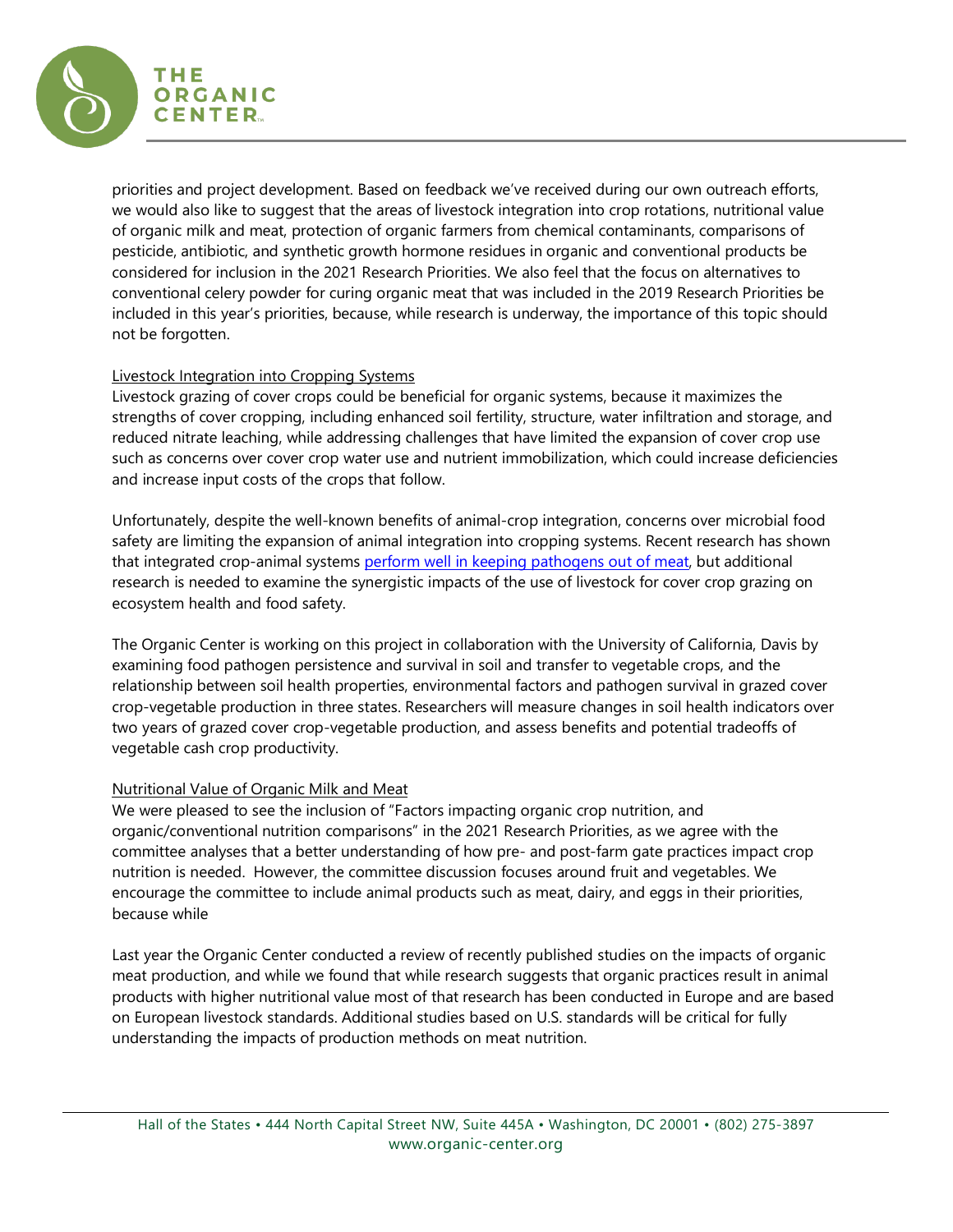priorities and project development. Based on feedback we've received during our own outreach efforts, we would also like to suggest that the areas of livestock integration into crop rotations, nutritional value of organic milk and meat, protection of organic farmers from chemical contaminants, comparisons of pesticide, antibiotic, and synthetic growth hormone residues in organic and conventional products be considered for inclusion in the 2021 Research Priorities. We also feel that the focus on alternatives to conventional celery powder for curing organic meat that was included in the 2019 Research Priorities be included in this year's priorities, because, while research is underway, the importance of this topic should not be forgotten.

Livestock Integration into Cropping Systems

Livestock grazing of cover crops could be beneficial for organic systems, because it maximizes the strengths of cover cropping, including enhanced soil fertility, structure, water infiltration and storage, and reduced nitrate leaching, while addressing challenges that have limited the expansion of cover crop use such as concerns over cover crop water use and nutrient immobilization, which could increase deficiencies and increase input costs of the crops that follow.

Unfortunately, despite the well-known benefits of animal-crop integration, concerns over microbial food safety are limiting the expansion of animal integration into cropping systems. Recent research has shown that integrated crop-animal systems [perform well in keeping pathogens out of meat](), but additional research is needed to examine the synergistic impacts of the use of livestock for cover crop grazing on ecosystem health and food safety.

The Organic Center is working on this project in collaboration with the University of California, Davis by examining food pathogen persistence and survival in soil and transfer to vegetable crops, and the relationship between soil health properties, environmental factors and pathogen survival in grazed cover crop-vegetable production in three states. Researchers will measure changes in soil health indicators over two years of grazed cover crop-vegetable production, and assess benefits and potential tradeoffs of vegetable cash crop productivity.

Nutritional Value of Organic Milk and Meat

We were pleased to see the inclusion of "Factors impacting organic crop nutrition, and organic/conventional nutrition comparisons" in the 2021 Research Priorities, as we agree with the committee analyses that a better understanding of how pre- and post-farm gate practices impact crop nutrition is needed. However, the committee discussion focuses around fruit and vegetables. We encourage the committee to include animal products such as meat, dairy, and eggs in their priorities, because while

Last year the Organic Center conducted a review of recently published studies on the impacts of organic meat production, and while we found that while research suggests that organic practices result in animal products with higher nutritional value most of that research has been conducted in Europe and are based on European livestock standards. Additional studies based on U.S. standards will be critical for fully understanding the impacts of production methods on meat nutrition.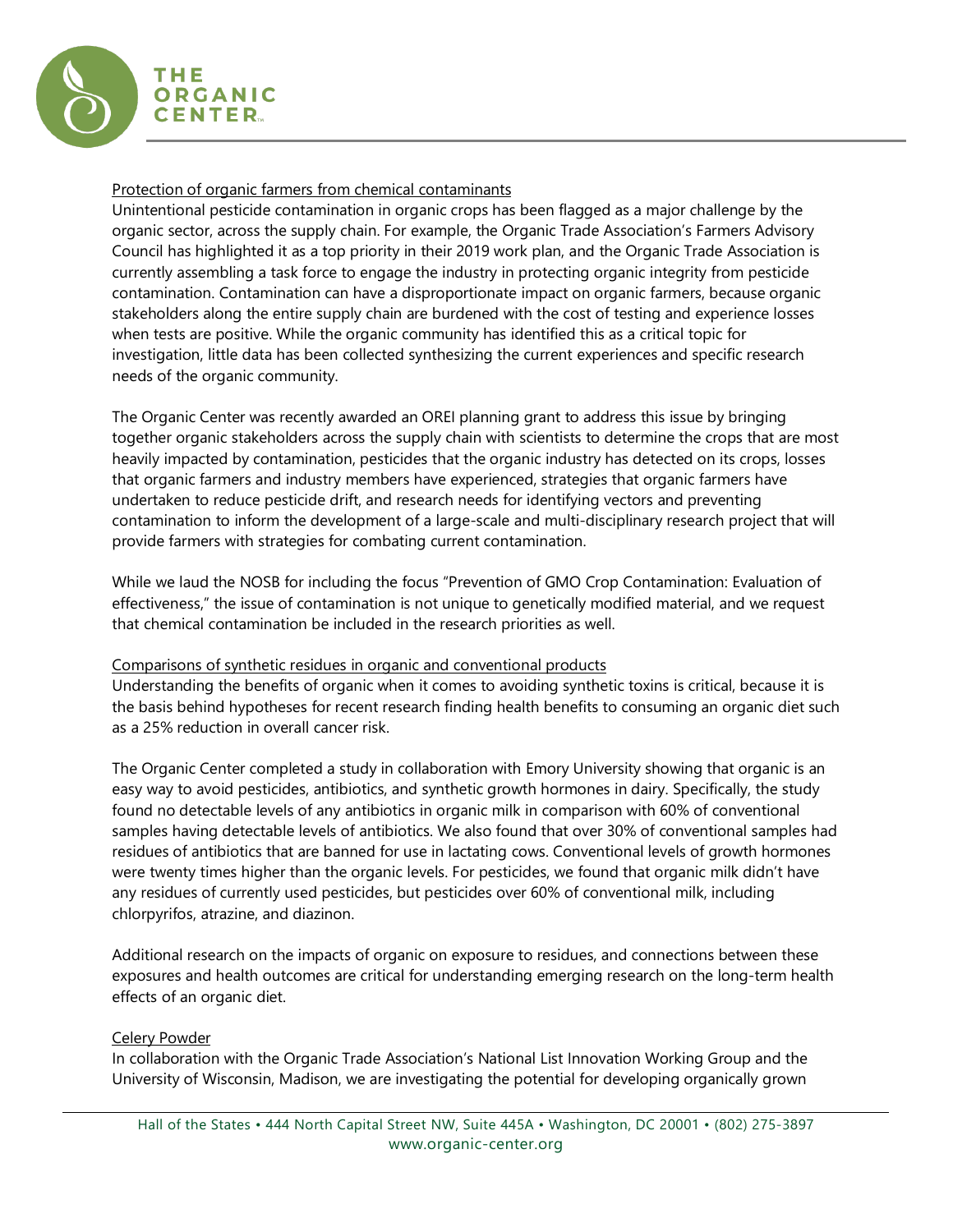<u>Protection of organic farmers from chemical contaminants</u>

Unintentional pesticide contamination in organic crops has been flagged as a major challenge by the organic sector, across the supply chain. For example, the Organic Trade Association's Farmers Advisory Council has highlighted it as a top priority in their 2019 work plan, and the Organic Trade Association is currently assembling a task force to engage the industry in protecting organic integrity from pesticide contamination. Contamination can have a disproportionate impact on organic farmers, because organic stakeholders along the entire supply chain are burdened with the cost of testing and experience losses when tests are positive. While the organic community has identified this as a critical topic for investigation, little data has been collected synthesizing the current experiences and specific research needs of the organic community.

The Organic Center was recently awarded an OREI planning grant to address this issue by bringing together organic stakeholders across the supply chain with scientists to determine the crops that are most heavily impacted by contamination, pesticides that the organic industry has detected on its crops, losses that organic farmers and industry members have experienced, strategies that organic farmers have undertaken to reduce pesticide drift, and research needs for identifying vectors and preventing contamination to inform the development of a large-scale and multi-disciplinary research project that will provide farmers with strategies for combating current contamination.

While we laud the NOSB for including the focus "Prevention of GMO Crop Contamination: Evaluation of effectiveness," the issue of contamination is not unique to genetically modified material, and we request that chemical contamination be included in the research priorities as well.

<u>Comparisons of synthetic residues in organic and conventional products</u>

Understanding the benefits of organic when it comes to avoiding synthetic toxins is critical, because it is the basis behind hypotheses for recent research finding health benefits to consuming an organic diet such as a 25% reduction in overall cancer risk.

The Organic Center completed a study in collaboration with Emory University showing that organic is an easy way to avoid pesticides, antibiotics, and synthetic growth hormones in dairy. Specifically, the study found no detectable levels of any antibiotics in organic milk in comparison with 60% of conventional samples having detectable levels of antibiotics. We also found that over 30% of conventional samples had residues of antibiotics that are banned for use in lactating cows. Conventional levels of growth hormones were twenty times higher than the organic levels. For pesticides, we found that organic milk didn't have any residues of currently used pesticides, but pesticides over 60% of conventional milk, including chlorpyrifos, atrazine, and diazinon.

Additional research on the impacts of organic on exposure to residues, and connections between these exposures and health outcomes are critical for understanding emerging research on the long-term health effects of an organic diet.

<u>Celery Powder</u>

In collaboration with the Organic Trade Association's National List Innovation Working Group and the University of Wisconsin, Madison, we are investigating the potential for developing organically grown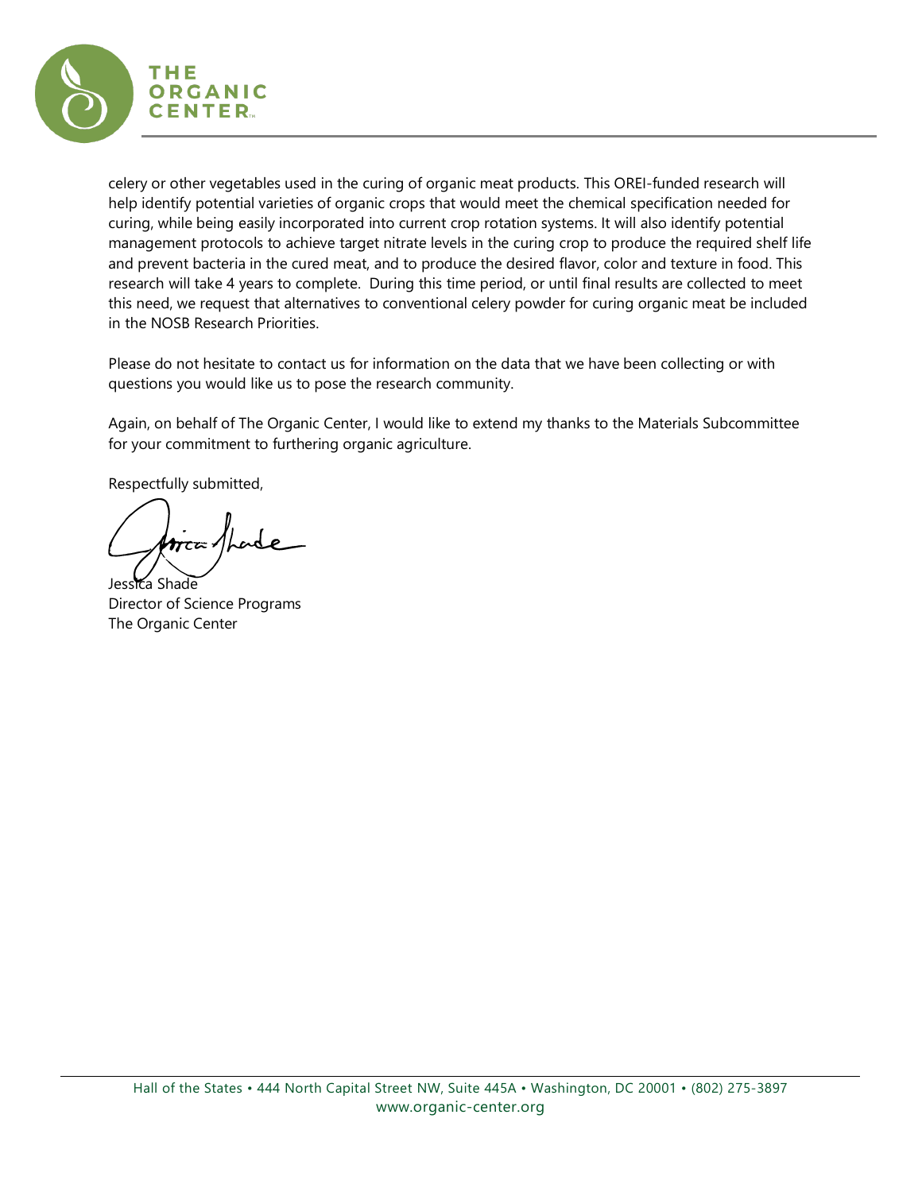celery or other vegetables used in the curing of organic meat products. This OREI-funded research will help identify potential varieties of organic crops that would meet the chemical specification needed for curing, while being easily incorporated into current crop rotation systems. It will also identify potential management protocols to achieve target nitrate levels in the curing crop to produce the required shelf life and prevent bacteria in the cured meat, and to produce the desired flavor, color and texture in food. This research will take 4 years to complete. During this time period, or until final results are collected to meet this need, we request that alternatives to conventional celery powder for curing organic meat be included in the NOSB Research Priorities.

Please do not hesitate to contact us for information on the data that we have been collecting or with questions you would like us to pose the research community.

Again, on behalf of The Organic Center, I would like to extend my thanks to the Materials Subcommittee for your commitment to furthering organic agriculture.

Respectfully submitted,

Jessica Shade  
Director of Science Programs  
The Organic Center